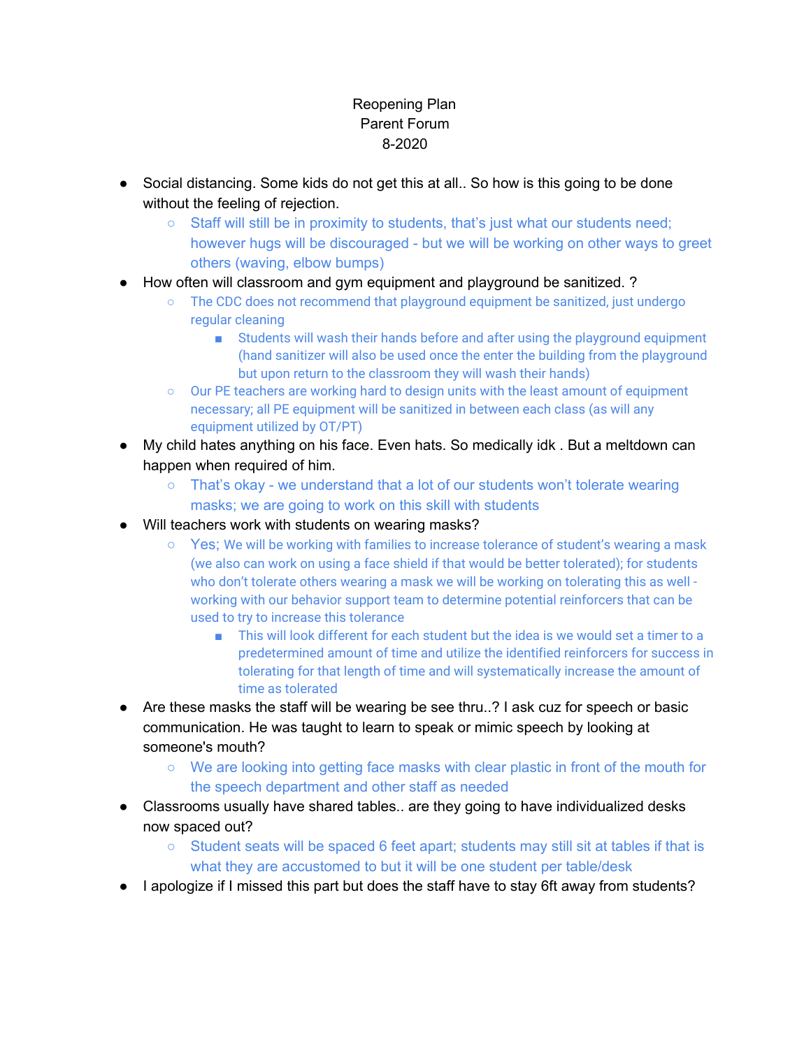Reopening Plan
Parent Forum
8-2020

- Social distancing. Some kids do not get this at all.. So how is this going to be done without the feeling of rejection.
  - Staff will still be in proximity to students, that's just what our students need; however hugs will be discouraged - but we will be working on other ways to greet others (waving, elbow bumps)
- How often will classroom and gym equipment and playground be sanitized. ?
  - The CDC does not recommend that playground equipment be sanitized, just undergo regular cleaning
    - Students will wash their hands before and after using the playground equipment (hand sanitizer will also be used once the enter the building from the playground but upon return to the classroom they will wash their hands)
  - Our PE teachers are working hard to design units with the least amount of equipment necessary; all PE equipment will be sanitized in between each class (as will any equipment utilized by OT/PT)
- My child hates anything on his face. Even hats. So medically idk . But a meltdown can happen when required of him.
  - That's okay - we understand that a lot of our students won't tolerate wearing masks; we are going to work on this skill with students
- Will teachers work with students on wearing masks?
  - Yes; We will be working with families to increase tolerance of student's wearing a mask (we also can work on using a face shield if that would be better tolerated); for students who don't tolerate others wearing a mask we will be working on tolerating this as well - working with our behavior support team to determine potential reinforcers that can be used to try to increase this tolerance
    - This will look different for each student but the idea is we would set a timer to a predetermined amount of time and utilize the identified reinforcers for success in tolerating for that length of time and will systematically increase the amount of time as tolerated
- Are these masks the staff will be wearing be see thru..? I ask cuz for speech or basic communication. He was taught to learn to speak or mimic speech by looking at someone's mouth?
  - We are looking into getting face masks with clear plastic in front of the mouth for the speech department and other staff as needed
- Classrooms usually have shared tables.. are they going to have individualized desks now spaced out?
  - Student seats will be spaced 6 feet apart; students may still sit at tables if that is what they are accustomed to but it will be one student per table/desk
- I apologize if I missed this part but does the staff have to stay 6ft away from students?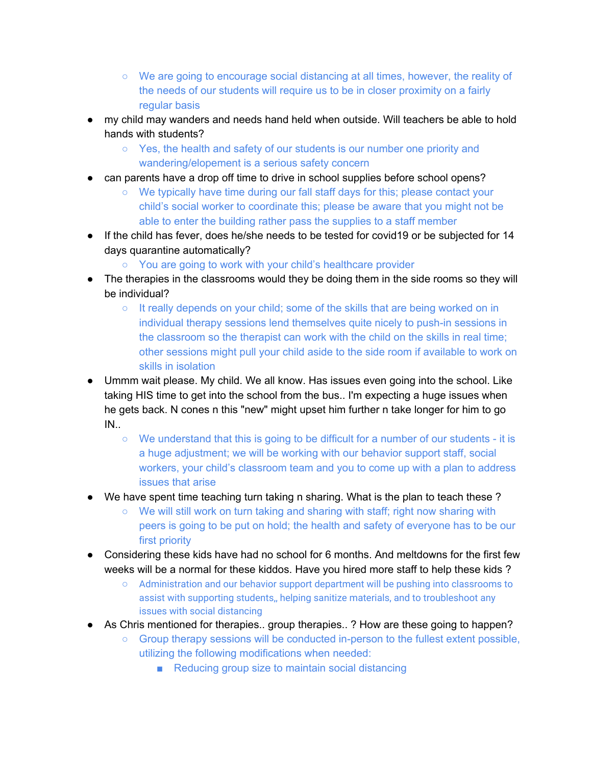- We are going to encourage social distancing at all times, however, the reality of the needs of our students will require us to be in closer proximity on a fairly regular basis
- my child may wanders and needs hand held when outside. Will teachers be able to hold hands with students?
    - Yes, the health and safety of our students is our number one priority and wandering/elopement is a serious safety concern
- can parents have a drop off time to drive in school supplies before school opens?
    - We typically have time during our fall staff days for this; please contact your child's social worker to coordinate this; please be aware that you might not be able to enter the building rather pass the supplies to a staff member
- If the child has fever, does he/she needs to be tested for covid19 or be subjected for 14 days quarantine automatically?
    - You are going to work with your child's healthcare provider
- The therapies in the classrooms would they be doing them in the side rooms so they will be individual?
    - It really depends on your child; some of the skills that are being worked on in individual therapy sessions lend themselves quite nicely to push-in sessions in the classroom so the therapist can work with the child on the skills in real time; other sessions might pull your child aside to the side room if available to work on skills in isolation
- Ummm wait please. My child. We all know. Has issues even going into the school. Like taking HIS time to get into the school from the bus.. I'm expecting a huge issues when he gets back. N cones n this "new" might upset him further n take longer for him to go IN..
    - We understand that this is going to be difficult for a number of our students - it is a huge adjustment; we will be working with our behavior support staff, social workers, your child's classroom team and you to come up with a plan to address issues that arise
- We have spent time teaching turn taking n sharing. What is the plan to teach these ?
    - We will still work on turn taking and sharing with staff; right now sharing with peers is going to be put on hold; the health and safety of everyone has to be our first priority
- Considering these kids have had no school for 6 months. And meltdowns for the first few weeks will be a normal for these kiddos. Have you hired more staff to help these kids ?
    - Administration and our behavior support department will be pushing into classrooms to assist with supporting students,, helping sanitize materials, and to troubleshoot any issues with social distancing
- As Chris mentioned for therapies.. group therapies.. ? How are these going to happen?
    - Group therapy sessions will be conducted in-person to the fullest extent possible, utilizing the following modifications when needed:
        - Reducing group size to maintain social distancing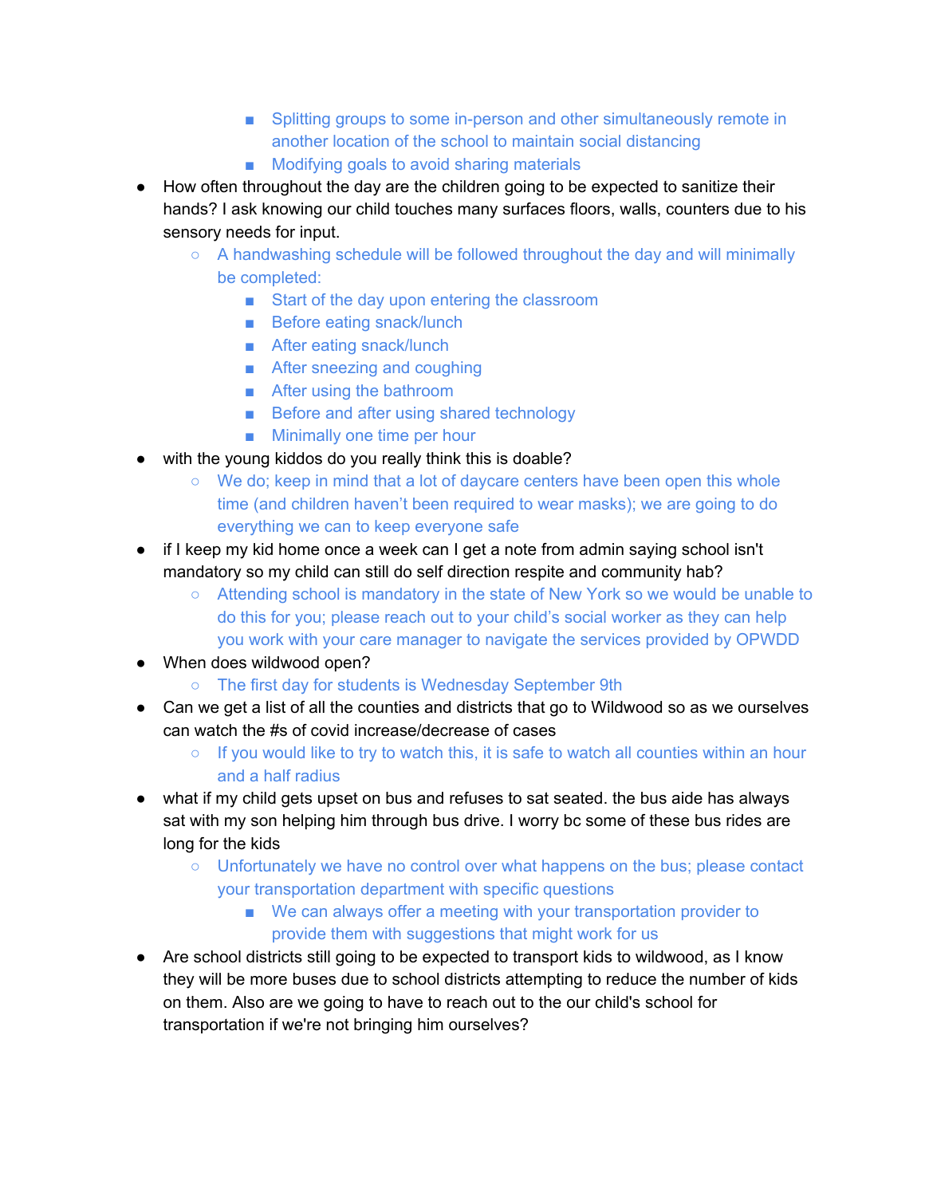- Splitting groups to some in-person and other simultaneously remote in another location of the school to maintain social distancing
        - Modifying goals to avoid sharing materials
- How often throughout the day are the children going to be expected to sanitize their hands? I ask knowing our child touches many surfaces floors, walls, counters due to his sensory needs for input.
    - A handwashing schedule will be followed throughout the day and will minimally be completed:
        - Start of the day upon entering the classroom
        - Before eating snack/lunch
        - After eating snack/lunch
        - After sneezing and coughing
        - After using the bathroom
        - Before and after using shared technology
        - Minimally one time per hour
- with the young kiddos do you really think this is doable?
    - We do; keep in mind that a lot of daycare centers have been open this whole time (and children haven't been required to wear masks); we are going to do everything we can to keep everyone safe
- if I keep my kid home once a week can I get a note from admin saying school isn't mandatory so my child can still do self direction respite and community hab?
    - Attending school is mandatory in the state of New York so we would be unable to do this for you; please reach out to your child's social worker as they can help you work with your care manager to navigate the services provided by OPWDD
- When does wildwood open?
    - The first day for students is Wednesday September 9th
- Can we get a list of all the counties and districts that go to Wildwood so as we ourselves can watch the #s of covid increase/decrease of cases
    - If you would like to try to watch this, it is safe to watch all counties within an hour and a half radius
- what if my child gets upset on bus and refuses to sat seated. the bus aide has always sat with my son helping him through bus drive. I worry bc some of these bus rides are long for the kids
    - Unfortunately we have no control over what happens on the bus; please contact your transportation department with specific questions
        - We can always offer a meeting with your transportation provider to provide them with suggestions that might work for us
- Are school districts still going to be expected to transport kids to wildwood, as I know they will be more buses due to school districts attempting to reduce the number of kids on them. Also are we going to have to reach out to the our child's school for transportation if we're not bringing him ourselves?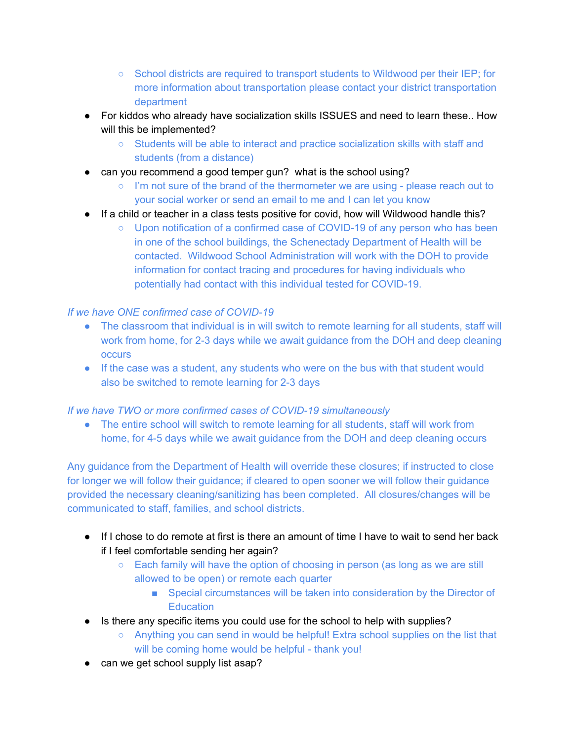- School districts are required to transport students to Wildwood per their IEP; for more information about transportation please contact your district transportation department
- For kiddos who already have socialization skills ISSUES and need to learn these.. How will this be implemented?
    - Students will be able to interact and practice socialization skills with staff and students (from a distance)
- can you recommend a good temper gun? what is the school using?
    - I'm not sure of the brand of the thermometer we are using - please reach out to your social worker or send an email to me and I can let you know
- If a child or teacher in a class tests positive for covid, how will Wildwood handle this?
    - Upon notification of a confirmed case of COVID-19 of any person who has been in one of the school buildings, the Schenectady Department of Health will be contacted. Wildwood School Administration will work with the DOH to provide information for contact tracing and procedures for having individuals who potentially had contact with this individual tested for COVID-19.

*If we have ONE confirmed case of COVID-19*

- The classroom that individual is in will switch to remote learning for all students, staff will work from home, for 2-3 days while we await guidance from the DOH and deep cleaning occurs
- If the case was a student, any students who were on the bus with that student would also be switched to remote learning for 2-3 days

*If we have TWO or more confirmed cases of COVID-19 simultaneously*

- The entire school will switch to remote learning for all students, staff will work from home, for 4-5 days while we await guidance from the DOH and deep cleaning occurs

Any guidance from the Department of Health will override these closures; if instructed to close for longer we will follow their guidance; if cleared to open sooner we will follow their guidance provided the necessary cleaning/sanitizing has been completed. All closures/changes will be communicated to staff, families, and school districts.

- If I chose to do remote at first is there an amount of time I have to wait to send her back if I feel comfortable sending her again?
    - Each family will have the option of choosing in person (as long as we are still allowed to be open) or remote each quarter
        - Special circumstances will be taken into consideration by the Director of Education
- Is there any specific items you could use for the school to help with supplies?
    - Anything you can send in would be helpful! Extra school supplies on the list that will be coming home would be helpful - thank you!
- can we get school supply list asap?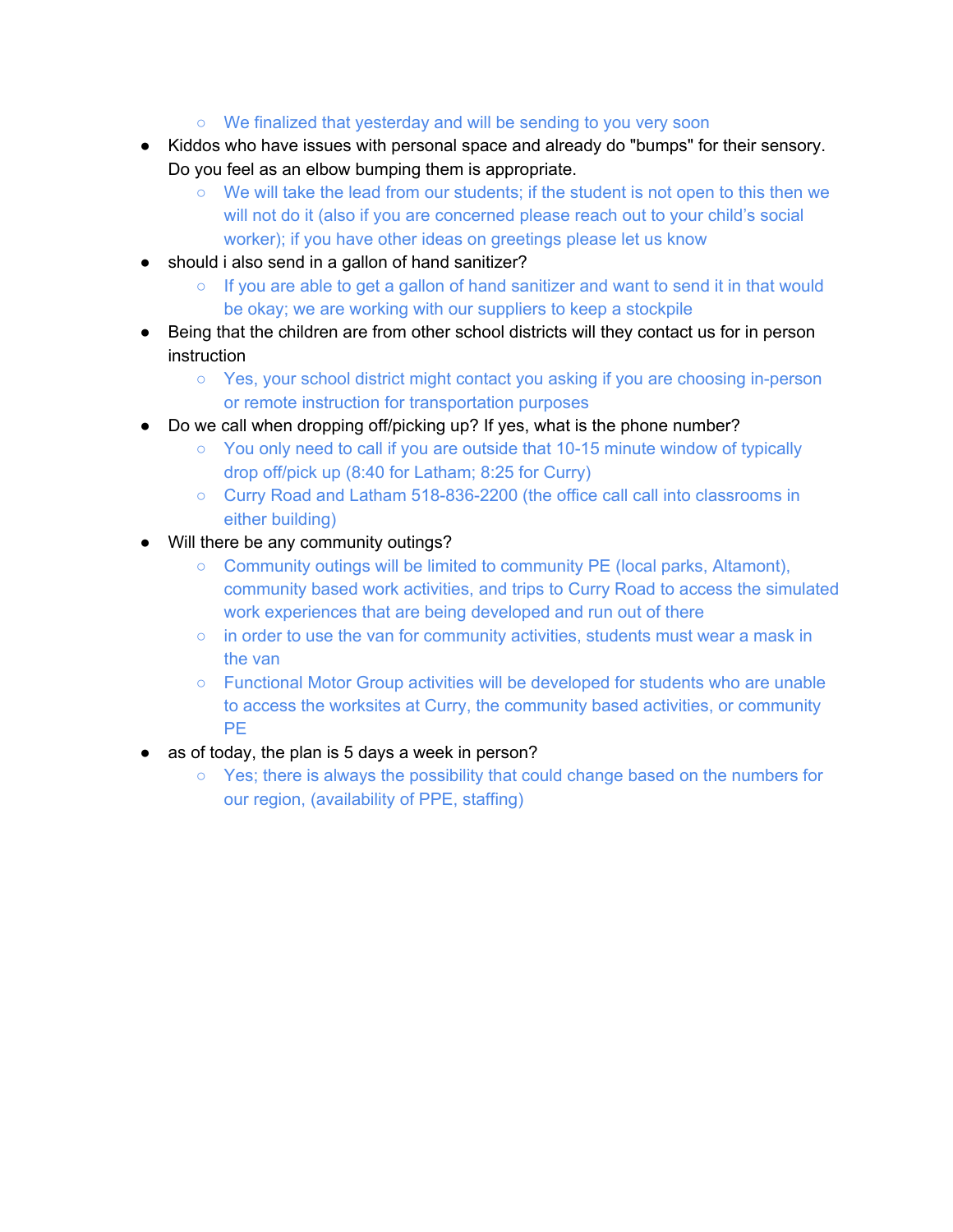- We finalized that yesterday and will be sending to you very soon
- Kiddos who have issues with personal space and already do "bumps" for their sensory. Do you feel as an elbow bumping them is appropriate.
    - We will take the lead from our students; if the student is not open to this then we will not do it (also if you are concerned please reach out to your child's social worker); if you have other ideas on greetings please let us know
- should i also send in a gallon of hand sanitizer?
    - If you are able to get a gallon of hand sanitizer and want to send it in that would be okay; we are working with our suppliers to keep a stockpile
- Being that the children are from other school districts will they contact us for in person instruction
    - Yes, your school district might contact you asking if you are choosing in-person or remote instruction for transportation purposes
- Do we call when dropping off/picking up? If yes, what is the phone number?
    - You only need to call if you are outside that 10-15 minute window of typically drop off/pick up (8:40 for Latham; 8:25 for Curry)
    - Curry Road and Latham 518-836-2200 (the office call call into classrooms in either building)
- Will there be any community outings?
    - Community outings will be limited to community PE (local parks, Altamont), community based work activities, and trips to Curry Road to access the simulated work experiences that are being developed and run out of there
    - in order to use the van for community activities, students must wear a mask in the van
    - Functional Motor Group activities will be developed for students who are unable to access the worksites at Curry, the community based activities, or community PE
- as of today, the plan is 5 days a week in person?
    - Yes; there is always the possibility that could change based on the numbers for our region, (availability of PPE, staffing)